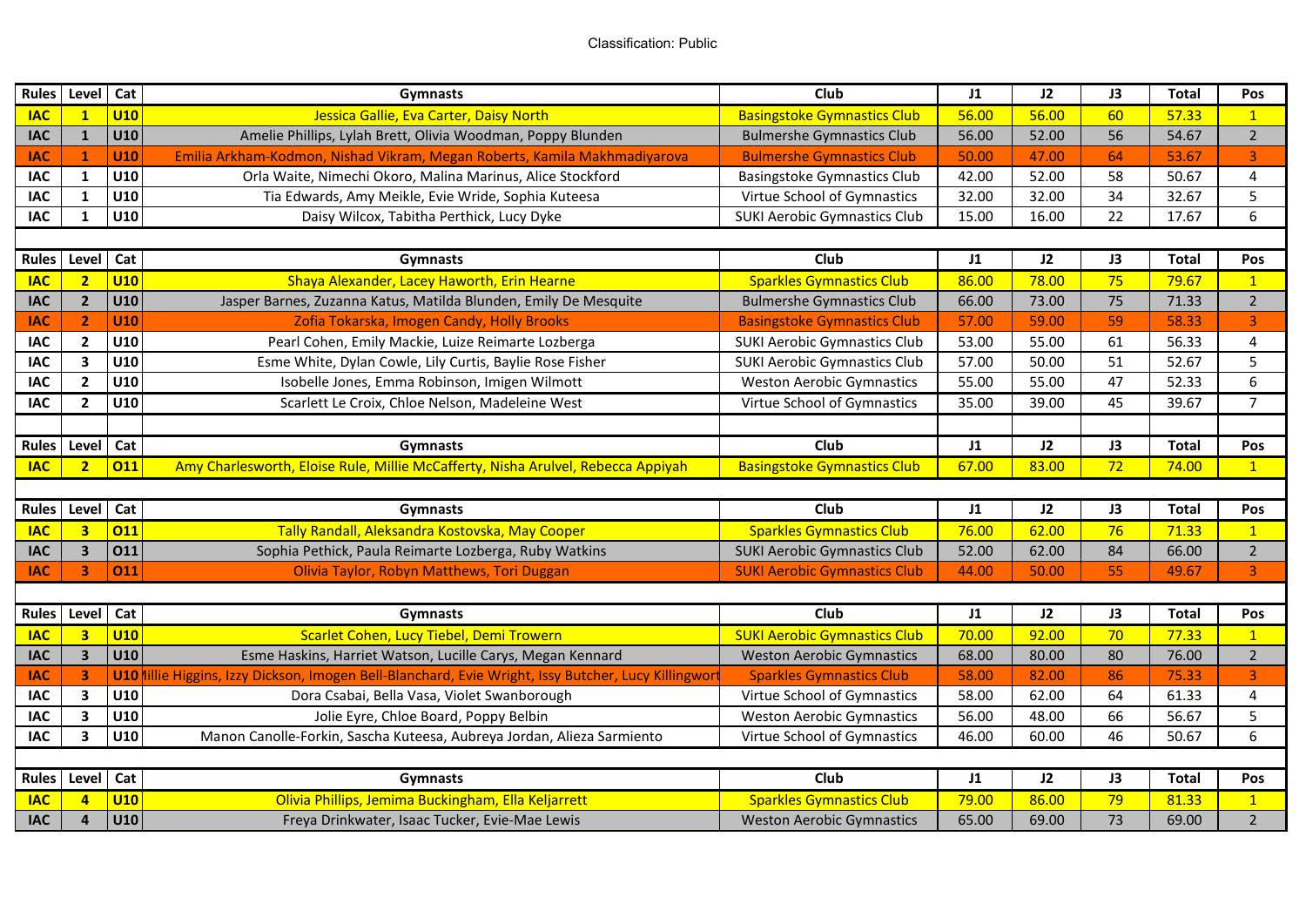Classification: Public

| Rules | Level | Cat | Gymnasts | Club | J1 | J2 | J3 | Total | Pos |
|---|---|---|---|---|---|---|---|---|---|
| IAC | 1 | U10 | Jessica Gallie, Eva Carter, Daisy North | Basingstoke Gymnastics Club | 56.00 | 56.00 | 60 | 57.33 | 1 |
| IAC | 1 | U10 | Amelie Phillips, Lylah Brett, Olivia Woodman, Poppy Blunden | Bulmershe Gymnastics Club | 56.00 | 52.00 | 56 | 54.67 | 2 |
| IAC | 1 | U10 | Emilia Arkham-Kodmon, Nishad Vikram, Megan Roberts, Kamila Makhmadiyarova | Bulmershe Gymnastics Club | 50.00 | 47.00 | 64 | 53.67 | 3 |
| IAC | 1 | U10 | Orla Waite, Nimechi Okoro, Malina Marinus, Alice Stockford | Basingstoke Gymnastics Club | 42.00 | 52.00 | 58 | 50.67 | 4 |
| IAC | 1 | U10 | Tia Edwards, Amy Meikle, Evie Wride, Sophia Kuteesa | Virtue School of Gymnastics | 32.00 | 32.00 | 34 | 32.67 | 5 |
| IAC | 1 | U10 | Daisy Wilcox, Tabitha Perthick, Lucy Dyke | SUKI Aerobic Gymnastics Club | 15.00 | 16.00 | 22 | 17.67 | 6 |

| Rules | Level | Cat | Gymnasts | Club | J1 | J2 | J3 | Total | Pos |
|---|---|---|---|---|---|---|---|---|---|
| IAC | 2 | U10 | Shaya Alexander, Lacey Haworth, Erin Hearne | Sparkles Gymnastics Club | 86.00 | 78.00 | 75 | 79.67 | 1 |
| IAC | 2 | U10 | Jasper Barnes, Zuzanna Katus, Matilda Blunden, Emily De Mesquite | Bulmershe Gymnastics Club | 66.00 | 73.00 | 75 | 71.33 | 2 |
| IAC | 2 | U10 | Zofia Tokarska, Imogen Candy, Holly Brooks | Basingstoke Gymnastics Club | 57.00 | 59.00 | 59 | 58.33 | 3 |
| IAC | 2 | U10 | Pearl Cohen, Emily Mackie, Luize Reimarte Lozberga | SUKI Aerobic Gymnastics Club | 53.00 | 55.00 | 61 | 56.33 | 4 |
| IAC | 3 | U10 | Esme White, Dylan Cowle, Lily Curtis, Baylie Rose Fisher | SUKI Aerobic Gymnastics Club | 57.00 | 50.00 | 51 | 52.67 | 5 |
| IAC | 2 | U10 | Isobelle Jones, Emma Robinson, Imigen Wilmott | Weston Aerobic Gymnastics | 55.00 | 55.00 | 47 | 52.33 | 6 |
| IAC | 2 | U10 | Scarlett Le Croix, Chloe Nelson, Madeleine West | Virtue School of Gymnastics | 35.00 | 39.00 | 45 | 39.67 | 7 |

| Rules | Level | Cat | Gymnasts | Club | J1 | J2 | J3 | Total | Pos |
|---|---|---|---|---|---|---|---|---|---|
| IAC | 2 | O11 | Amy Charlesworth, Eloise Rule, Millie McCafferty, Nisha Arulvel, Rebecca Appiyah | Basingstoke Gymnastics Club | 67.00 | 83.00 | 72 | 74.00 | 1 |

| Rules | Level | Cat | Gymnasts | Club | J1 | J2 | J3 | Total | Pos |
|---|---|---|---|---|---|---|---|---|---|
| IAC | 3 | O11 | Tally Randall, Aleksandra Kostovska, May Cooper | Sparkles Gymnastics Club | 76.00 | 62.00 | 76 | 71.33 | 1 |
| IAC | 3 | O11 | Sophia Pethick, Paula Reimarte Lozberga, Ruby Watkins | SUKI Aerobic Gymnastics Club | 52.00 | 62.00 | 84 | 66.00 | 2 |
| IAC | 3 | O11 | Olivia Taylor, Robyn Matthews, Tori Duggan | SUKI Aerobic Gymnastics Club | 44.00 | 50.00 | 55 | 49.67 | 3 |

| Rules | Level | Cat | Gymnasts | Club | J1 | J2 | J3 | Total | Pos |
|---|---|---|---|---|---|---|---|---|---|
| IAC | 3 | U10 | Scarlet Cohen, Lucy Tiebel, Demi Trowern | SUKI Aerobic Gymnastics Club | 70.00 | 92.00 | 70 | 77.33 | 1 |
| IAC | 3 | U10 | Esme Haskins, Harriet Watson, Lucille Carys, Megan Kennard | Weston Aerobic Gymnastics | 68.00 | 80.00 | 80 | 76.00 | 2 |
| IAC | 3 | U10 | Millie Higgins, Izzy Dickson, Imogen Bell-Blanchard, Evie Wright, Issy Butcher, Lucy Killingwort | Sparkles Gymnastics Club | 58.00 | 82.00 | 86 | 75.33 | 3 |
| IAC | 3 | U10 | Dora Csabai, Bella Vasa, Violet Swanborough | Virtue School of Gymnastics | 58.00 | 62.00 | 64 | 61.33 | 4 |
| IAC | 3 | U10 | Jolie Eyre, Chloe Board, Poppy Belbin | Weston Aerobic Gymnastics | 56.00 | 48.00 | 66 | 56.67 | 5 |
| IAC | 3 | U10 | Manon Canolle-Forkin, Sascha Kuteesa, Aubreya Jordan, Alieza Sarmiento | Virtue School of Gymnastics | 46.00 | 60.00 | 46 | 50.67 | 6 |

| Rules | Level | Cat | Gymnasts | Club | J1 | J2 | J3 | Total | Pos |
|---|---|---|---|---|---|---|---|---|---|
| IAC | 4 | U10 | Olivia Phillips, Jemima Buckingham, Ella Keljarrett | Sparkles Gymnastics Club | 79.00 | 86.00 | 79 | 81.33 | 1 |
| IAC | 4 | U10 | Freya Drinkwater, Isaac Tucker, Evie-Mae Lewis | Weston Aerobic Gymnastics | 65.00 | 69.00 | 73 | 69.00 | 2 |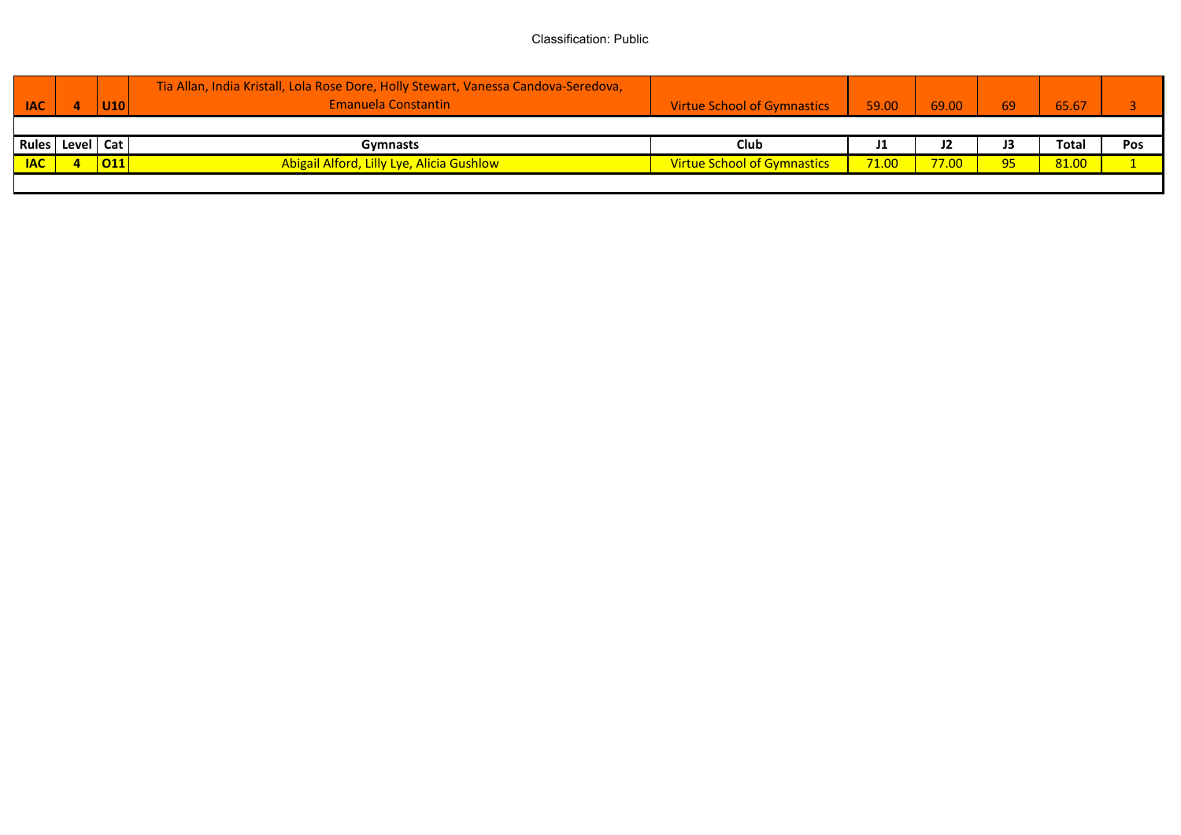| | | | | | | | | | |
|---|---|---|---|---|---|---|---|---|---|
| IAC | 4 | U10 | Tia Allan, India Kristall, Lola Rose Dore, Holly Stewart, Vanessa Candova-Seredova, Emanuela Constantin | Virtue School of Gymnastics | 59.00 | 69.00 | 69 | 65.67 | 3 |

| Rules | Level | Cat | Gymnasts | Club | J1 | J2 | J3 | Total | Pos |
|---|---|---|---|---|---|---|---|---|---|
| IAC | 4 | O11 | Abigail Alford, Lilly Lye, Alicia Gushlow | Virtue School of Gymnastics | 71.00 | 77.00 | 95 | 81.00 | 1 |